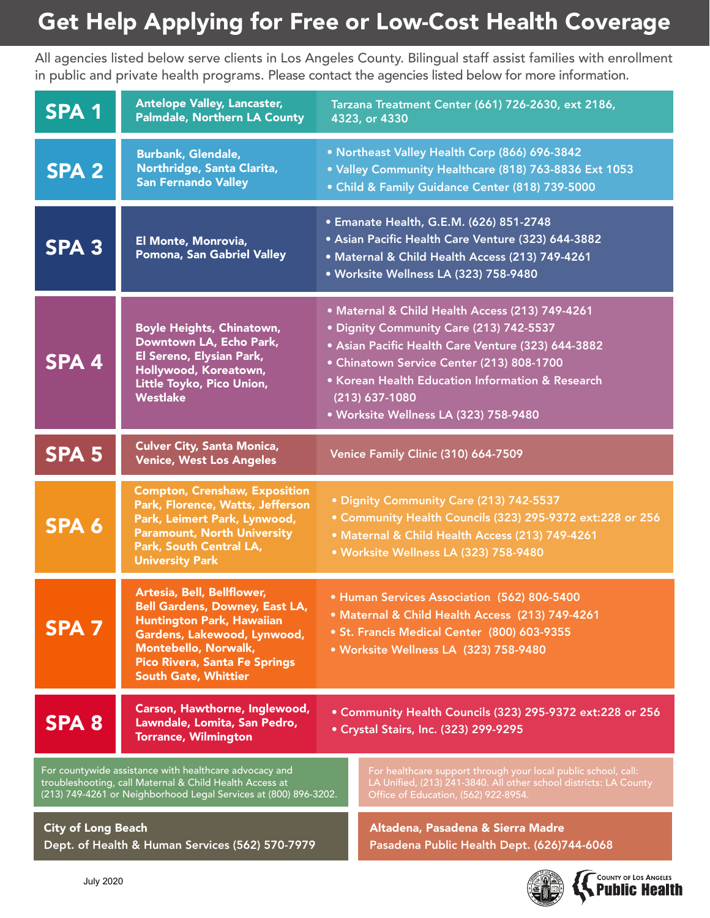# Get Help Applying for Free or Low-Cost Health Coverage

All agencies listed below serve clients in Los Angeles County. Bilingual staff assist families with enrollment in public and private health programs. Please contact the agencies listed below for more information.

| SPA | Areas | Agencies |
|---|---|---|
| **SPA 1** | Antelope Valley, Lancaster, Palmdale, Northern LA County | Tarzana Treatment Center (661) 726-2630, ext 2186, 4323, or 4330 |
| **SPA 2** | Burbank, Glendale, Northridge, Santa Clarita, San Fernando Valley | • Northeast Valley Health Corp (866) 696-3842<br>• Valley Community Healthcare (818) 763-8836 Ext 1053<br>• Child & Family Guidance Center (818) 739-5000 |
| **SPA 3** | El Monte, Monrovia, Pomona, San Gabriel Valley | • Emanate Health, G.E.M. (626) 851-2748<br>• Asian Pacific Health Care Venture (323) 644-3882<br>• Maternal & Child Health Access (213) 749-4261<br>• Worksite Wellness LA (323) 758-9480 |
| **SPA 4** | Boyle Heights, Chinatown, Downtown LA, Echo Park, El Sereno, Elysian Park, Hollywood, Koreatown, Little Toyko, Pico Union, Westlake | • Maternal & Child Health Access (213) 749-4261<br>• Dignity Community Care (213) 742-5537<br>• Asian Pacific Health Care Venture (323) 644-3882<br>• Chinatown Service Center (213) 808-1700<br>• Korean Health Education Information & Research (213) 637-1080<br>• Worksite Wellness LA (323) 758-9480 |
| **SPA 5** | Culver City, Santa Monica, Venice, West Los Angeles | Venice Family Clinic (310) 664-7509 |
| **SPA 6** | Compton, Crenshaw, Exposition Park, Florence, Watts, Jefferson Park, Leimert Park, Lynwood, Paramount, North University Park, South Central LA, University Park | • Dignity Community Care (213) 742-5537<br>• Community Health Councils (323) 295-9372 ext:228 or 256<br>• Maternal & Child Health Access (213) 749-4261<br>• Worksite Wellness LA (323) 758-9480 |
| **SPA 7** | Artesia, Bell, Bellflower, Bell Gardens, Downey, East LA, Huntington Park, Hawaiian Gardens, Lakewood, Lynwood, Montebello, Norwalk, Pico Rivera, Santa Fe Springs South Gate, Whittier | • Human Services Association (562) 806-5400<br>• Maternal & Child Health Access (213) 749-4261<br>• St. Francis Medical Center (800) 603-9355<br>• Worksite Wellness LA (323) 758-9480 |
| **SPA 8** | Carson, Hawthorne, Inglewood, Lawndale, Lomita, San Pedro, Torrance, Wilmington | • Community Health Councils (323) 295-9372 ext:228 or 256<br>• Crystal Stairs, Inc. (323) 299-9295 |

For countywide assistance with healthcare advocacy and troubleshooting, call Maternal & Child Health Access at (213) 749-4261 or Neighborhood Legal Services at (800) 896-3202.

For healthcare support through your local public school, call: LA Unified, (213) 241-3840. All other school districts: LA County Office of Education, (562) 922-8954.

**City of Long Beach**
**Dept. of Health & Human Services (562) 570-7979**

**Altadena, Pasadena & Sierra Madre**
**Pasadena Public Health Dept. (626)744-6068**

July 2020

County of Los Angeles Public Health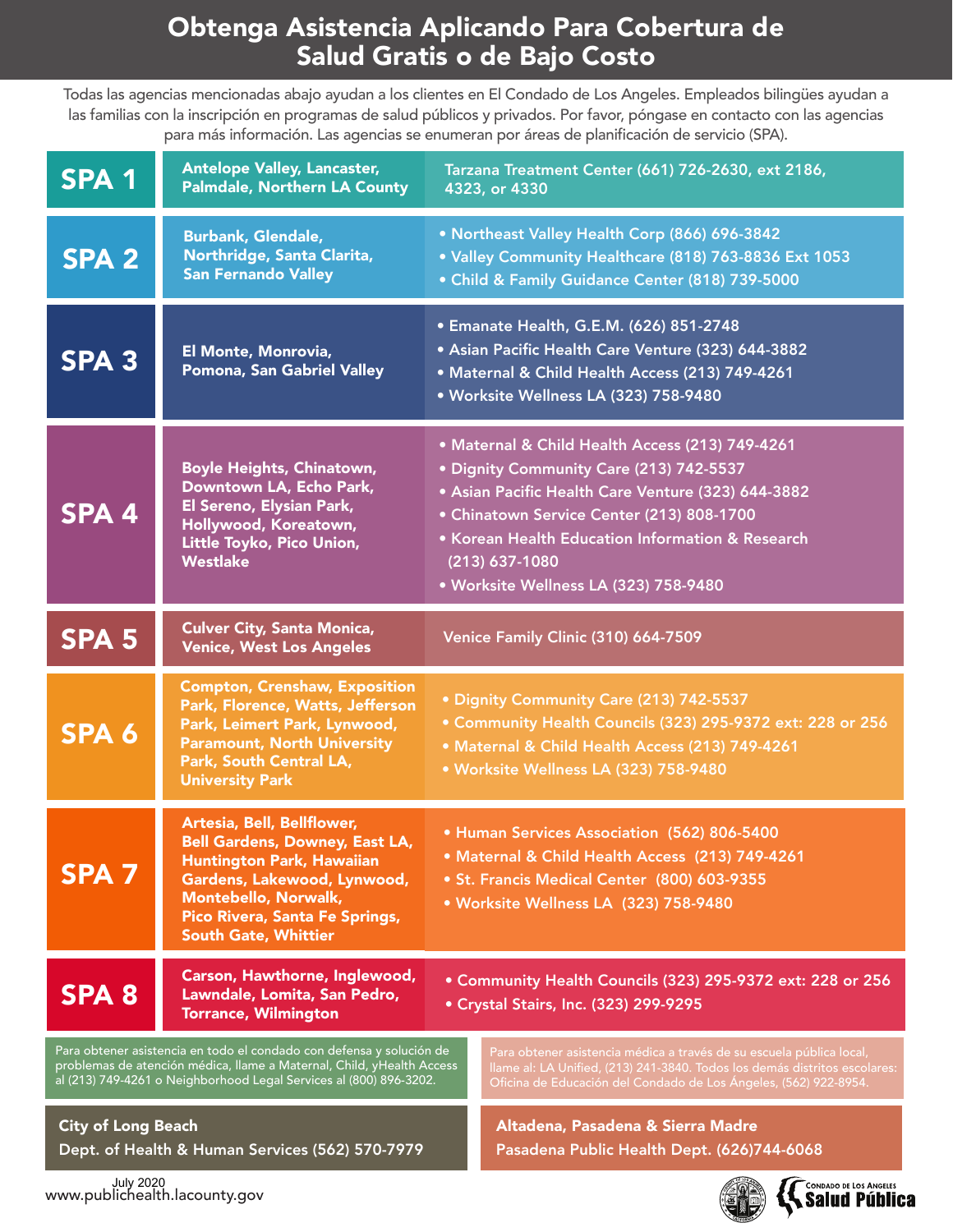# Obtenga Asistencia Aplicando Para Cobertura de Salud Gratis o de Bajo Costo

Todas las agencias mencionadas abajo ayudan a los clientes en El Condado de Los Angeles. Empleados bilingües ayudan a las familias con la inscripción en programas de salud públicos y privados. Por favor, póngase en contacto con las agencias para más información. Las agencias se enumeran por áreas de planificación de servicio (SPA).

| | | |
|---|---|---|
| **SPA 1** | **Antelope Valley, Lancaster, Palmdale, Northern LA County** | Tarzana Treatment Center (661) 726-2630, ext 2186, 4323, or 4330 |
| **SPA 2** | **Burbank, Glendale, Northridge, Santa Clarita, San Fernando Valley** | • Northeast Valley Health Corp (866) 696-3842<br>• Valley Community Healthcare (818) 763-8836 Ext 1053<br>• Child & Family Guidance Center (818) 739-5000 |
| **SPA 3** | **El Monte, Monrovia, Pomona, San Gabriel Valley** | • Emanate Health, G.E.M. (626) 851-2748<br>• Asian Pacific Health Care Venture (323) 644-3882<br>• Maternal & Child Health Access (213) 749-4261<br>• Worksite Wellness LA (323) 758-9480 |
| **SPA 4** | **Boyle Heights, Chinatown, Downtown LA, Echo Park, El Sereno, Elysian Park, Hollywood, Koreatown, Little Toyko, Pico Union, Westlake** | • Maternal & Child Health Access (213) 749-4261<br>• Dignity Community Care (213) 742-5537<br>• Asian Pacific Health Care Venture (323) 644-3882<br>• Chinatown Service Center (213) 808-1700<br>• Korean Health Education Information & Research (213) 637-1080<br>• Worksite Wellness LA (323) 758-9480 |
| **SPA 5** | **Culver City, Santa Monica, Venice, West Los Angeles** | Venice Family Clinic (310) 664-7509 |
| **SPA 6** | **Compton, Crenshaw, Exposition Park, Florence, Watts, Jefferson Park, Leimert Park, Lynwood, Paramount, North University Park, South Central LA, University Park** | • Dignity Community Care (213) 742-5537<br>• Community Health Councils (323) 295-9372 ext: 228 or 256<br>• Maternal & Child Health Access (213) 749-4261<br>• Worksite Wellness LA (323) 758-9480 |
| **SPA 7** | **Artesia, Bell, Bellflower, Bell Gardens, Downey, East LA, Huntington Park, Hawaiian Gardens, Lakewood, Lynwood, Montebello, Norwalk, Pico Rivera, Santa Fe Springs, South Gate, Whittier** | • Human Services Association (562) 806-5400<br>• Maternal & Child Health Access (213) 749-4261<br>• St. Francis Medical Center (800) 603-9355<br>• Worksite Wellness LA (323) 758-9480 |
| **SPA 8** | **Carson, Hawthorne, Inglewood, Lawndale, Lomita, San Pedro, Torrance, Wilmington** | • Community Health Councils (323) 295-9372 ext: 228 or 256<br>• Crystal Stairs, Inc. (323) 299-9295 |

Para obtener asistencia en todo el condado con defensa y solución de problemas de atención médica, llame a Maternal, Child, yHealth Access al (213) 749-4261 o Neighborhood Legal Services al (800) 896-3202.

Para obtener asistencia médica a través de su escuela pública local, llame al: LA Unified, (213) 241-3840. Todos los demás distritos escolares: Oficina de Educación del Condado de Los Ángeles, (562) 922-8954.

**City of Long Beach**
**Dept. of Health & Human Services (562) 570-7979**

**Altadena, Pasadena & Sierra Madre**
**Pasadena Public Health Dept. (626)744-6068**

July 2020
www.publichealth.lacounty.gov

Condado de Los Angeles Salud Pública